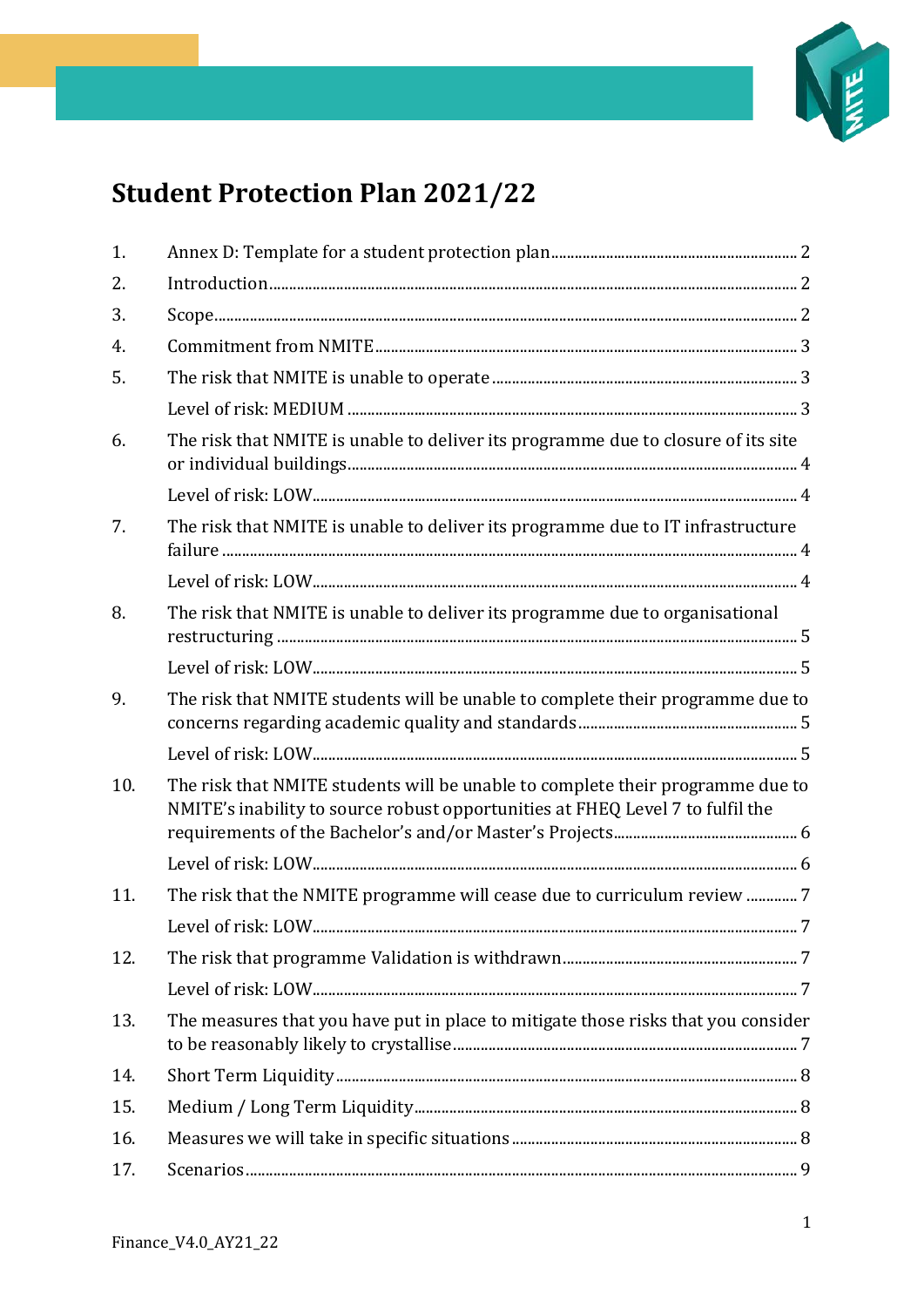# Student Protection Plan 2021/22

1. Annex D: Template for a student protection plan .......... 2
2. Introduction .......... 2
3. Scope .......... 2
4. Commitment from NMITE .......... 3
5. The risk that NMITE is unable to operate .......... 3
   Level of risk: MEDIUM .......... 3
6. The risk that NMITE is unable to deliver its programme due to closure of its site or individual buildings .......... 4
   Level of risk: LOW .......... 4
7. The risk that NMITE is unable to deliver its programme due to IT infrastructure failure .......... 4
   Level of risk: LOW .......... 4
8. The risk that NMITE is unable to deliver its programme due to organisational restructuring .......... 5
   Level of risk: LOW .......... 5
9. The risk that NMITE students will be unable to complete their programme due to concerns regarding academic quality and standards .......... 5
   Level of risk: LOW .......... 5
10. The risk that NMITE students will be unable to complete their programme due to NMITE's inability to source robust opportunities at FHEQ Level 7 to fulfil the requirements of the Bachelor's and/or Master's Projects .......... 6
    Level of risk: LOW .......... 6
11. The risk that the NMITE programme will cease due to curriculum review .......... 7
    Level of risk: LOW .......... 7
12. The risk that programme Validation is withdrawn .......... 7
    Level of risk: LOW .......... 7
13. The measures that you have put in place to mitigate those risks that you consider to be reasonably likely to crystallise .......... 7
14. Short Term Liquidity .......... 8
15. Medium / Long Term Liquidity .......... 8
16. Measures we will take in specific situations .......... 8
17. Scenarios .......... 9

Finance_V4.0_AY21_22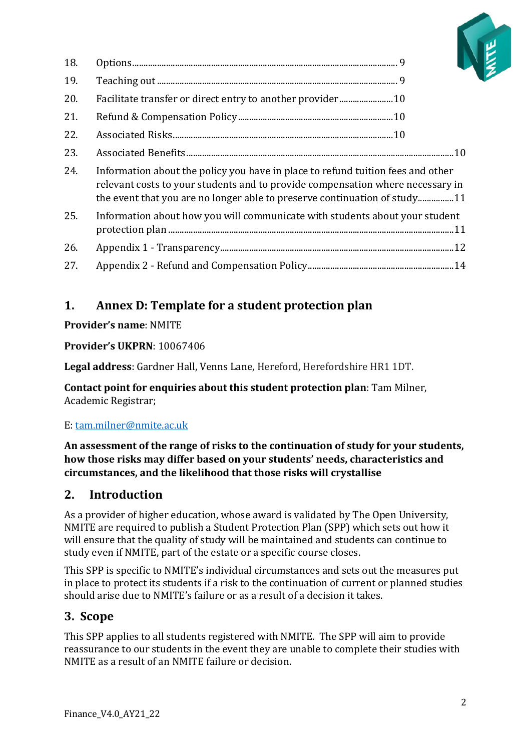18. Options .......... 9
19. Teaching out .......... 9
20. Facilitate transfer or direct entry to another provider .......... 10
21. Refund & Compensation Policy .......... 10
22. Associated Risks .......... 10
23. Associated Benefits .......... 10
24. Information about the policy you have in place to refund tuition fees and other relevant costs to your students and to provide compensation where necessary in the event that you are no longer able to preserve continuation of study .......... 11
25. Information about how you will communicate with students about your student protection plan .......... 11
26. Appendix 1 - Transparency .......... 12
27. Appendix 2 - Refund and Compensation Policy .......... 14

# 1. Annex D: Template for a student protection plan

**Provider's name**: NMITE

**Provider's UKPRN**: 10067406

**Legal address**: Gardner Hall, Venns Lane, Hereford, Herefordshire HR1 1DT.

**Contact point for enquiries about this student protection plan**: Tam Milner, Academic Registrar;

E: tam.milner@nmite.ac.uk

**An assessment of the range of risks to the continuation of study for your students, how those risks may differ based on your students' needs, characteristics and circumstances, and the likelihood that those risks will crystallise**

## 2. Introduction

As a provider of higher education, whose award is validated by The Open University, NMITE are required to publish a Student Protection Plan (SPP) which sets out how it will ensure that the quality of study will be maintained and students can continue to study even if NMITE, part of the estate or a specific course closes.

This SPP is specific to NMITE's individual circumstances and sets out the measures put in place to protect its students if a risk to the continuation of current or planned studies should arise due to NMITE's failure or as a result of a decision it takes.

## 3. Scope

This SPP applies to all students registered with NMITE. The SPP will aim to provide reassurance to our students in the event they are unable to complete their studies with NMITE as a result of an NMITE failure or decision.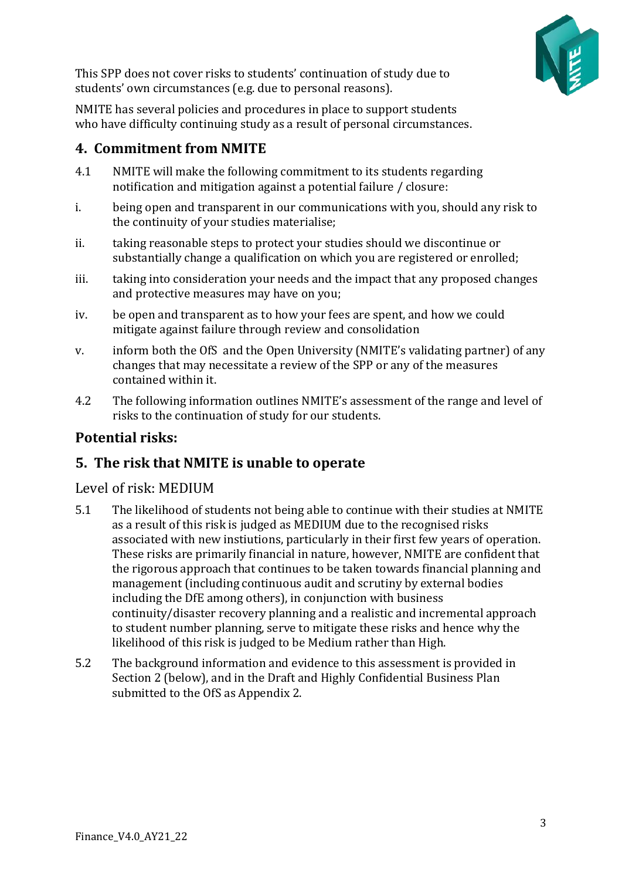This SPP does not cover risks to students' continuation of study due to students' own circumstances (e.g. due to personal reasons).

NMITE has several policies and procedures in place to support students who have difficulty continuing study as a result of personal circumstances.

## 4. Commitment from NMITE

4.1 NMITE will make the following commitment to its students regarding notification and mitigation against a potential failure / closure:

i. being open and transparent in our communications with you, should any risk to the continuity of your studies materialise;

ii. taking reasonable steps to protect your studies should we discontinue or substantially change a qualification on which you are registered or enrolled;

iii. taking into consideration your needs and the impact that any proposed changes and protective measures may have on you;

iv. be open and transparent as to how your fees are spent, and how we could mitigate against failure through review and consolidation

v. inform both the OfS and the Open University (NMITE's validating partner) of any changes that may necessitate a review of the SPP or any of the measures contained within it.

4.2 The following information outlines NMITE's assessment of the range and level of risks to the continuation of study for our students.

## Potential risks:

## 5. The risk that NMITE is unable to operate

### Level of risk: MEDIUM

5.1 The likelihood of students not being able to continue with their studies at NMITE as a result of this risk is judged as MEDIUM due to the recognised risks associated with new instiutions, particularly in their first few years of operation. These risks are primarily financial in nature, however, NMITE are confident that the rigorous approach that continues to be taken towards financial planning and management (including continuous audit and scrutiny by external bodies including the DfE among others), in conjunction with business continuity/disaster recovery planning and a realistic and incremental approach to student number planning, serve to mitigate these risks and hence why the likelihood of this risk is judged to be Medium rather than High.

5.2 The background information and evidence to this assessment is provided in Section 2 (below), and in the Draft and Highly Confidential Business Plan submitted to the OfS as Appendix 2.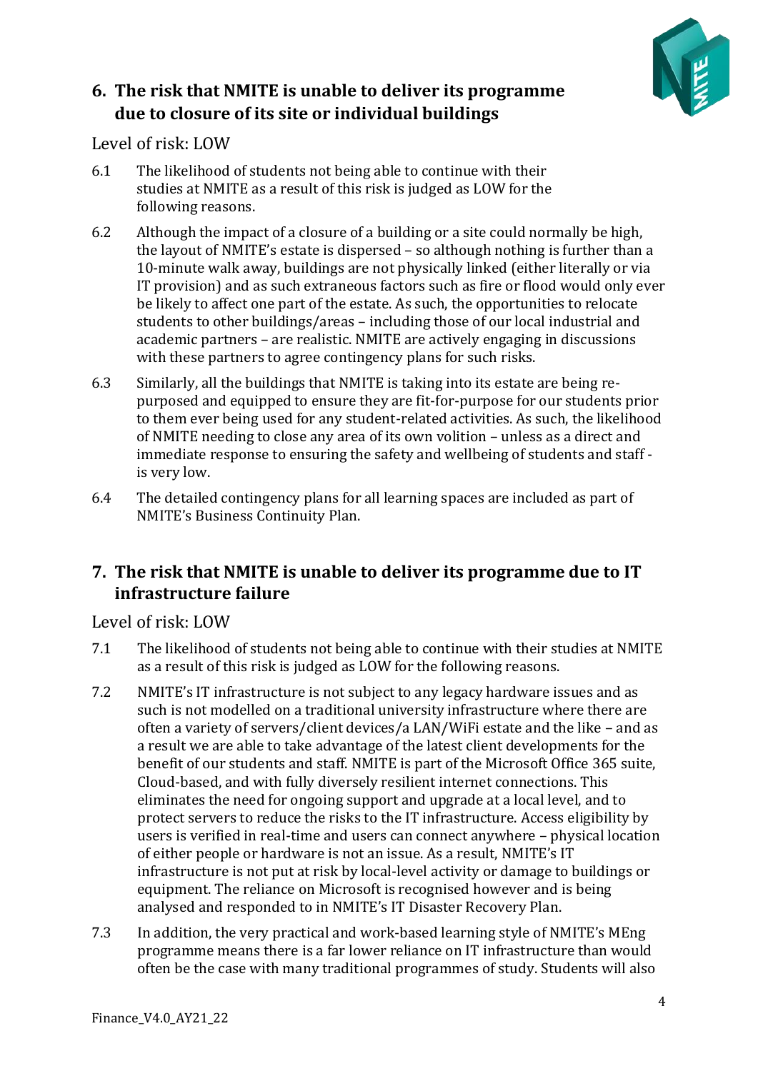## 6. The risk that NMITE is unable to deliver its programme due to closure of its site or individual buildings

Level of risk: LOW

6.1 The likelihood of students not being able to continue with their studies at NMITE as a result of this risk is judged as LOW for the following reasons.

6.2 Although the impact of a closure of a building or a site could normally be high, the layout of NMITE's estate is dispersed – so although nothing is further than a 10-minute walk away, buildings are not physically linked (either literally or via IT provision) and as such extraneous factors such as fire or flood would only ever be likely to affect one part of the estate. As such, the opportunities to relocate students to other buildings/areas – including those of our local industrial and academic partners – are realistic. NMITE are actively engaging in discussions with these partners to agree contingency plans for such risks.

6.3 Similarly, all the buildings that NMITE is taking into its estate are being re-purposed and equipped to ensure they are fit-for-purpose for our students prior to them ever being used for any student-related activities. As such, the likelihood of NMITE needing to close any area of its own volition – unless as a direct and immediate response to ensuring the safety and wellbeing of students and staff - is very low.

6.4 The detailed contingency plans for all learning spaces are included as part of NMITE's Business Continuity Plan.

## 7. The risk that NMITE is unable to deliver its programme due to IT infrastructure failure

Level of risk: LOW

7.1 The likelihood of students not being able to continue with their studies at NMITE as a result of this risk is judged as LOW for the following reasons.

7.2 NMITE's IT infrastructure is not subject to any legacy hardware issues and as such is not modelled on a traditional university infrastructure where there are often a variety of servers/client devices/a LAN/WiFi estate and the like – and as a result we are able to take advantage of the latest client developments for the benefit of our students and staff. NMITE is part of the Microsoft Office 365 suite, Cloud-based, and with fully diversely resilient internet connections. This eliminates the need for ongoing support and upgrade at a local level, and to protect servers to reduce the risks to the IT infrastructure. Access eligibility by users is verified in real-time and users can connect anywhere – physical location of either people or hardware is not an issue. As a result, NMITE's IT infrastructure is not put at risk by local-level activity or damage to buildings or equipment. The reliance on Microsoft is recognised however and is being analysed and responded to in NMITE's IT Disaster Recovery Plan.

7.3 In addition, the very practical and work-based learning style of NMITE's MEng programme means there is a far lower reliance on IT infrastructure than would often be the case with many traditional programmes of study. Students will also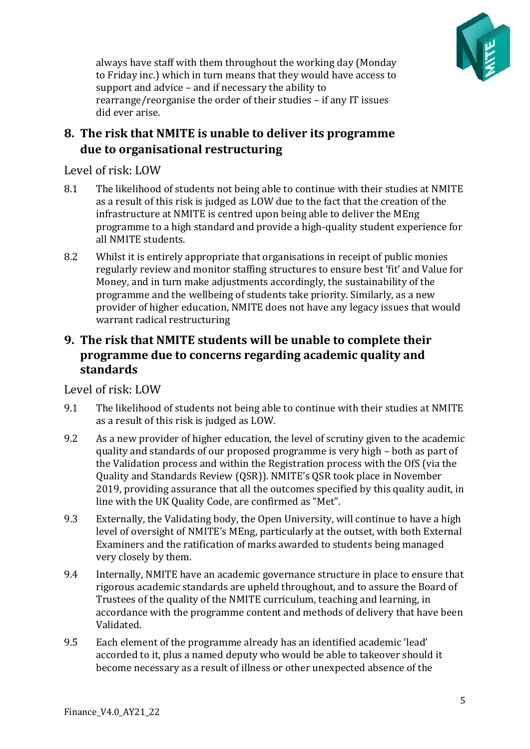always have staff with them throughout the working day (Monday to Friday inc.) which in turn means that they would have access to support and advice – and if necessary the ability to rearrange/reorganise the order of their studies – if any IT issues did ever arise.

## 8. The risk that NMITE is unable to deliver its programme due to organisational restructuring

Level of risk: LOW

8.1 The likelihood of students not being able to continue with their studies at NMITE as a result of this risk is judged as LOW due to the fact that the creation of the infrastructure at NMITE is centred upon being able to deliver the MEng programme to a high standard and provide a high-quality student experience for all NMITE students.

8.2 Whilst it is entirely appropriate that organisations in receipt of public monies regularly review and monitor staffing structures to ensure best 'fit' and Value for Money, and in turn make adjustments accordingly, the sustainability of the programme and the wellbeing of students take priority. Similarly, as a new provider of higher education, NMITE does not have any legacy issues that would warrant radical restructuring

## 9. The risk that NMITE students will be unable to complete their programme due to concerns regarding academic quality and standards

Level of risk: LOW

9.1 The likelihood of students not being able to continue with their studies at NMITE as a result of this risk is judged as LOW.

9.2 As a new provider of higher education, the level of scrutiny given to the academic quality and standards of our proposed programme is very high – both as part of the Validation process and within the Registration process with the OfS (via the Quality and Standards Review (QSR)). NMITE's QSR took place in November 2019, providing assurance that all the outcomes specified by this quality audit, in line with the UK Quality Code, are confirmed as "Met".

9.3 Externally, the Validating body, the Open University, will continue to have a high level of oversight of NMITE's MEng, particularly at the outset, with both External Examiners and the ratification of marks awarded to students being managed very closely by them.

9.4 Internally, NMITE have an academic governance structure in place to ensure that rigorous academic standards are upheld throughout, and to assure the Board of Trustees of the quality of the NMITE curriculum, teaching and learning, in accordance with the programme content and methods of delivery that have been Validated.

9.5 Each element of the programme already has an identified academic 'lead' accorded to it, plus a named deputy who would be able to takeover should it become necessary as a result of illness or other unexpected absence of the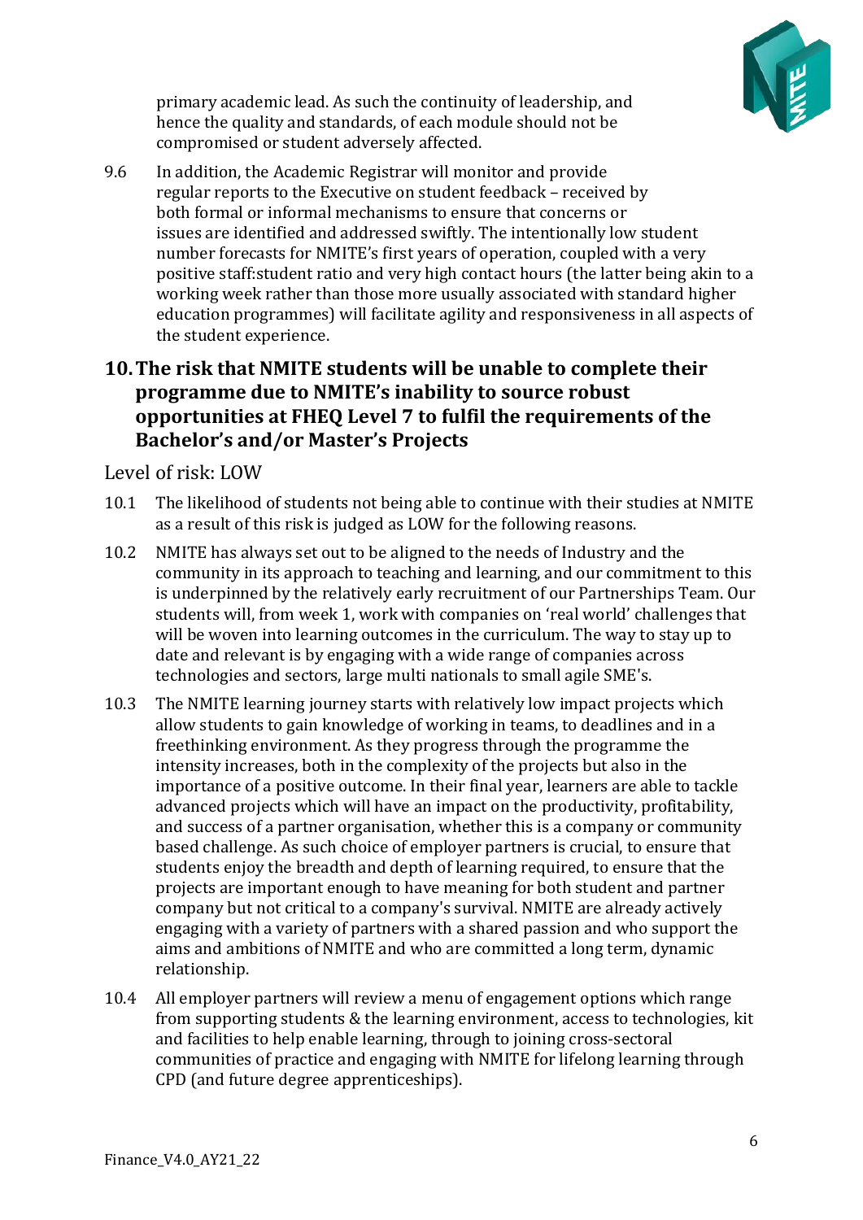primary academic lead. As such the continuity of leadership, and hence the quality and standards, of each module should not be compromised or student adversely affected.

9.6 In addition, the Academic Registrar will monitor and provide regular reports to the Executive on student feedback – received by both formal or informal mechanisms to ensure that concerns or issues are identified and addressed swiftly. The intentionally low student number forecasts for NMITE's first years of operation, coupled with a very positive staff:student ratio and very high contact hours (the latter being akin to a working week rather than those more usually associated with standard higher education programmes) will facilitate agility and responsiveness in all aspects of the student experience.

## 10. The risk that NMITE students will be unable to complete their programme due to NMITE's inability to source robust opportunities at FHEQ Level 7 to fulfil the requirements of the Bachelor's and/or Master's Projects

Level of risk: LOW

10.1 The likelihood of students not being able to continue with their studies at NMITE as a result of this risk is judged as LOW for the following reasons.

10.2 NMITE has always set out to be aligned to the needs of Industry and the community in its approach to teaching and learning, and our commitment to this is underpinned by the relatively early recruitment of our Partnerships Team. Our students will, from week 1, work with companies on 'real world' challenges that will be woven into learning outcomes in the curriculum. The way to stay up to date and relevant is by engaging with a wide range of companies across technologies and sectors, large multi nationals to small agile SME's.

10.3 The NMITE learning journey starts with relatively low impact projects which allow students to gain knowledge of working in teams, to deadlines and in a freethinking environment. As they progress through the programme the intensity increases, both in the complexity of the projects but also in the importance of a positive outcome. In their final year, learners are able to tackle advanced projects which will have an impact on the productivity, profitability, and success of a partner organisation, whether this is a company or community based challenge. As such choice of employer partners is crucial, to ensure that students enjoy the breadth and depth of learning required, to ensure that the projects are important enough to have meaning for both student and partner company but not critical to a company's survival. NMITE are already actively engaging with a variety of partners with a shared passion and who support the aims and ambitions of NMITE and who are committed a long term, dynamic relationship.

10.4 All employer partners will review a menu of engagement options which range from supporting students & the learning environment, access to technologies, kit and facilities to help enable learning, through to joining cross-sectoral communities of practice and engaging with NMITE for lifelong learning through CPD (and future degree apprenticeships).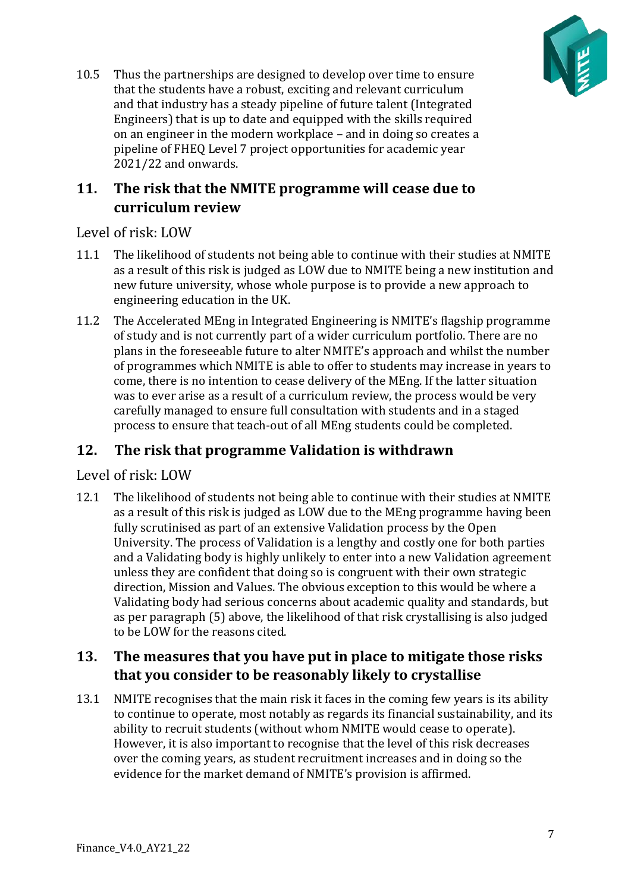10.5 Thus the partnerships are designed to develop over time to ensure that the students have a robust, exciting and relevant curriculum and that industry has a steady pipeline of future talent (Integrated Engineers) that is up to date and equipped with the skills required on an engineer in the modern workplace – and in doing so creates a pipeline of FHEQ Level 7 project opportunities for academic year 2021/22 and onwards.

## 11. The risk that the NMITE programme will cease due to curriculum review

Level of risk: LOW

11.1 The likelihood of students not being able to continue with their studies at NMITE as a result of this risk is judged as LOW due to NMITE being a new institution and new future university, whose whole purpose is to provide a new approach to engineering education in the UK.

11.2 The Accelerated MEng in Integrated Engineering is NMITE's flagship programme of study and is not currently part of a wider curriculum portfolio. There are no plans in the foreseeable future to alter NMITE's approach and whilst the number of programmes which NMITE is able to offer to students may increase in years to come, there is no intention to cease delivery of the MEng. If the latter situation was to ever arise as a result of a curriculum review, the process would be very carefully managed to ensure full consultation with students and in a staged process to ensure that teach-out of all MEng students could be completed.

## 12. The risk that programme Validation is withdrawn

Level of risk: LOW

12.1 The likelihood of students not being able to continue with their studies at NMITE as a result of this risk is judged as LOW due to the MEng programme having been fully scrutinised as part of an extensive Validation process by the Open University. The process of Validation is a lengthy and costly one for both parties and a Validating body is highly unlikely to enter into a new Validation agreement unless they are confident that doing so is congruent with their own strategic direction, Mission and Values. The obvious exception to this would be where a Validating body had serious concerns about academic quality and standards, but as per paragraph (5) above, the likelihood of that risk crystallising is also judged to be LOW for the reasons cited.

## 13. The measures that you have put in place to mitigate those risks that you consider to be reasonably likely to crystallise

13.1 NMITE recognises that the main risk it faces in the coming few years is its ability to continue to operate, most notably as regards its financial sustainability, and its ability to recruit students (without whom NMITE would cease to operate). However, it is also important to recognise that the level of this risk decreases over the coming years, as student recruitment increases and in doing so the evidence for the market demand of NMITE's provision is affirmed.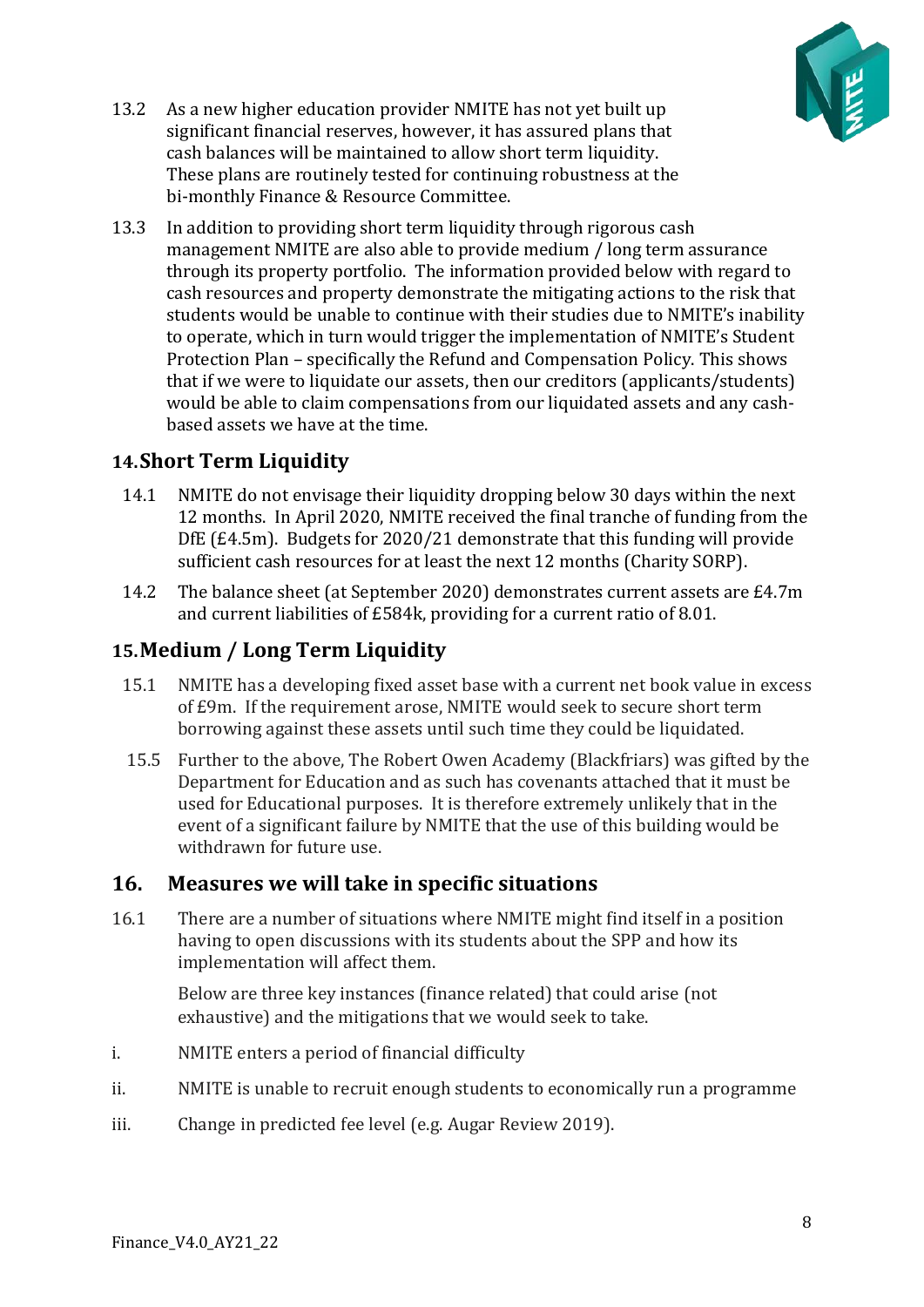13.2 As a new higher education provider NMITE has not yet built up significant financial reserves, however, it has assured plans that cash balances will be maintained to allow short term liquidity. These plans are routinely tested for continuing robustness at the bi-monthly Finance & Resource Committee.

13.3 In addition to providing short term liquidity through rigorous cash management NMITE are also able to provide medium / long term assurance through its property portfolio. The information provided below with regard to cash resources and property demonstrate the mitigating actions to the risk that students would be unable to continue with their studies due to NMITE's inability to operate, which in turn would trigger the implementation of NMITE's Student Protection Plan – specifically the Refund and Compensation Policy. This shows that if we were to liquidate our assets, then our creditors (applicants/students) would be able to claim compensations from our liquidated assets and any cash-based assets we have at the time.

## 14. Short Term Liquidity

14.1 NMITE do not envisage their liquidity dropping below 30 days within the next 12 months. In April 2020, NMITE received the final tranche of funding from the DfE (£4.5m). Budgets for 2020/21 demonstrate that this funding will provide sufficient cash resources for at least the next 12 months (Charity SORP).

14.2 The balance sheet (at September 2020) demonstrates current assets are £4.7m and current liabilities of £584k, providing for a current ratio of 8.01.

## 15. Medium / Long Term Liquidity

15.1 NMITE has a developing fixed asset base with a current net book value in excess of £9m. If the requirement arose, NMITE would seek to secure short term borrowing against these assets until such time they could be liquidated.

15.5 Further to the above, The Robert Owen Academy (Blackfriars) was gifted by the Department for Education and as such has covenants attached that it must be used for Educational purposes. It is therefore extremely unlikely that in the event of a significant failure by NMITE that the use of this building would be withdrawn for future use.

## 16. Measures we will take in specific situations

16.1 There are a number of situations where NMITE might find itself in a position having to open discussions with its students about the SPP and how its implementation will affect them.

Below are three key instances (finance related) that could arise (not exhaustive) and the mitigations that we would seek to take.

i. NMITE enters a period of financial difficulty

ii. NMITE is unable to recruit enough students to economically run a programme

iii. Change in predicted fee level (e.g. Augar Review 2019).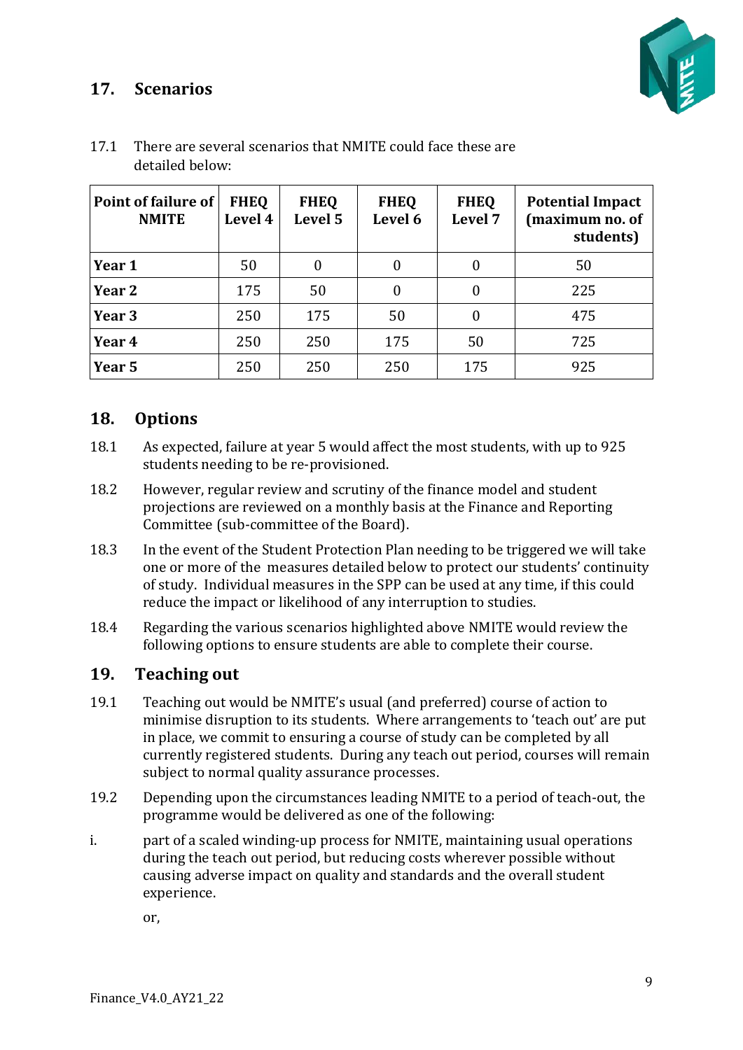## 17. Scenarios

17.1 There are several scenarios that NMITE could face these are detailed below:

| Point of failure of NMITE | FHEQ Level 4 | FHEQ Level 5 | FHEQ Level 6 | FHEQ Level 7 | Potential Impact (maximum no. of students) |
|---|---|---|---|---|---|
| **Year 1** | 50 | 0 | 0 | 0 | 50 |
| **Year 2** | 175 | 50 | 0 | 0 | 225 |
| **Year 3** | 250 | 175 | 50 | 0 | 475 |
| **Year 4** | 250 | 250 | 175 | 50 | 725 |
| **Year 5** | 250 | 250 | 250 | 175 | 925 |

## 18. Options

18.1 As expected, failure at year 5 would affect the most students, with up to 925 students needing to be re-provisioned.

18.2 However, regular review and scrutiny of the finance model and student projections are reviewed on a monthly basis at the Finance and Reporting Committee (sub-committee of the Board).

18.3 In the event of the Student Protection Plan needing to be triggered we will take one or more of the measures detailed below to protect our students' continuity of study. Individual measures in the SPP can be used at any time, if this could reduce the impact or likelihood of any interruption to studies.

18.4 Regarding the various scenarios highlighted above NMITE would review the following options to ensure students are able to complete their course.

## 19. Teaching out

19.1 Teaching out would be NMITE's usual (and preferred) course of action to minimise disruption to its students. Where arrangements to 'teach out' are put in place, we commit to ensuring a course of study can be completed by all currently registered students. During any teach out period, courses will remain subject to normal quality assurance processes.

19.2 Depending upon the circumstances leading NMITE to a period of teach-out, the programme would be delivered as one of the following:

i. part of a scaled winding-up process for NMITE, maintaining usual operations during the teach out period, but reducing costs wherever possible without causing adverse impact on quality and standards and the overall student experience.

or,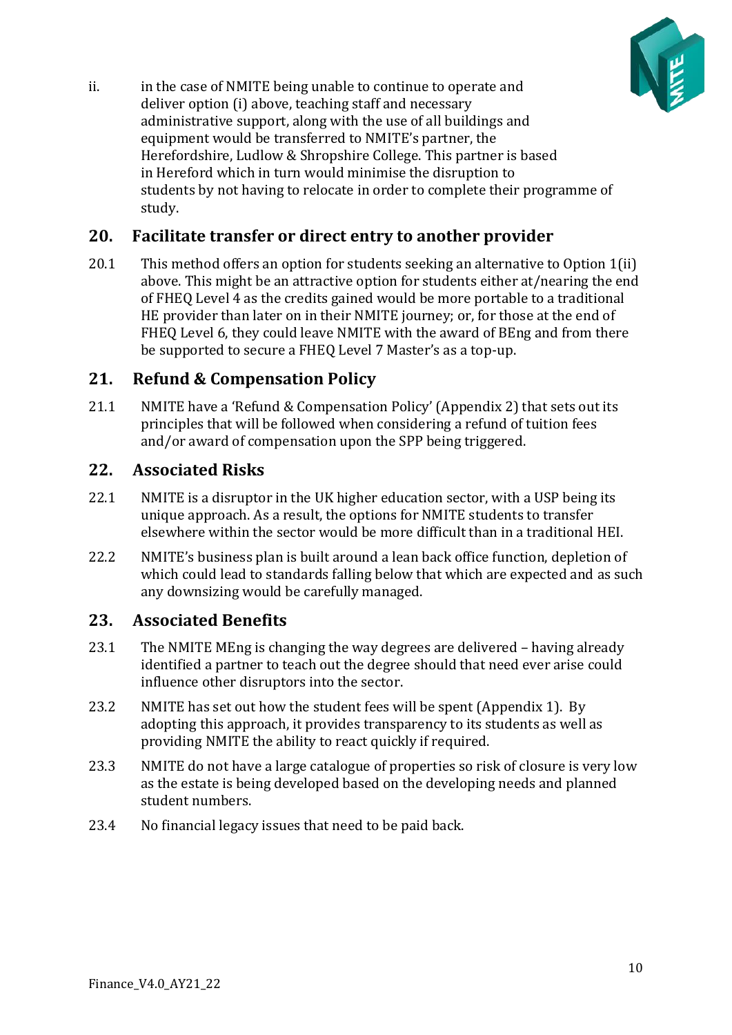ii. in the case of NMITE being unable to continue to operate and deliver option (i) above, teaching staff and necessary administrative support, along with the use of all buildings and equipment would be transferred to NMITE's partner, the Herefordshire, Ludlow & Shropshire College. This partner is based in Hereford which in turn would minimise the disruption to students by not having to relocate in order to complete their programme of study.

## 20. Facilitate transfer or direct entry to another provider

20.1 This method offers an option for students seeking an alternative to Option 1(ii) above. This might be an attractive option for students either at/nearing the end of FHEQ Level 4 as the credits gained would be more portable to a traditional HE provider than later on in their NMITE journey; or, for those at the end of FHEQ Level 6, they could leave NMITE with the award of BEng and from there be supported to secure a FHEQ Level 7 Master's as a top-up.

## 21. Refund & Compensation Policy

21.1 NMITE have a 'Refund & Compensation Policy' (Appendix 2) that sets out its principles that will be followed when considering a refund of tuition fees and/or award of compensation upon the SPP being triggered.

## 22. Associated Risks

22.1 NMITE is a disruptor in the UK higher education sector, with a USP being its unique approach. As a result, the options for NMITE students to transfer elsewhere within the sector would be more difficult than in a traditional HEI.

22.2 NMITE's business plan is built around a lean back office function, depletion of which could lead to standards falling below that which are expected and as such any downsizing would be carefully managed.

## 23. Associated Benefits

23.1 The NMITE MEng is changing the way degrees are delivered – having already identified a partner to teach out the degree should that need ever arise could influence other disruptors into the sector.

23.2 NMITE has set out how the student fees will be spent (Appendix 1). By adopting this approach, it provides transparency to its students as well as providing NMITE the ability to react quickly if required.

23.3 NMITE do not have a large catalogue of properties so risk of closure is very low as the estate is being developed based on the developing needs and planned student numbers.

23.4 No financial legacy issues that need to be paid back.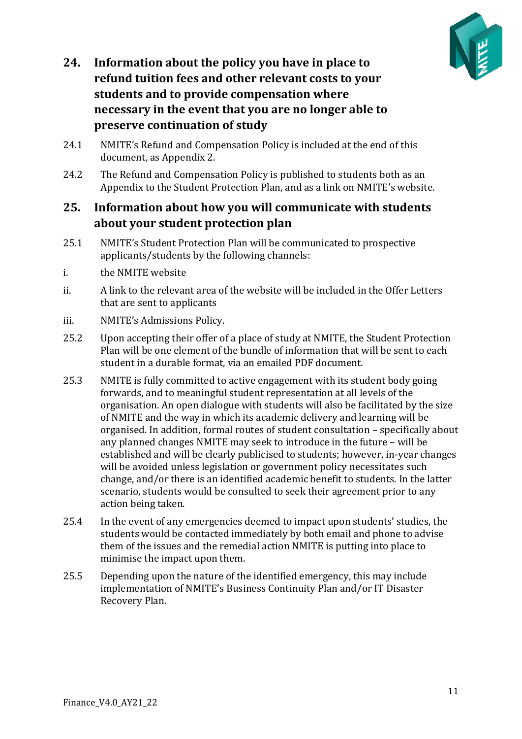## 24. Information about the policy you have in place to refund tuition fees and other relevant costs to your students and to provide compensation where necessary in the event that you are no longer able to preserve continuation of study

24.1 NMITE's Refund and Compensation Policy is included at the end of this document, as Appendix 2.

24.2 The Refund and Compensation Policy is published to students both as an Appendix to the Student Protection Plan, and as a link on NMITE's website.

## 25. Information about how you will communicate with students about your student protection plan

25.1 NMITE's Student Protection Plan will be communicated to prospective applicants/students by the following channels:

i. the NMITE website

ii. A link to the relevant area of the website will be included in the Offer Letters that are sent to applicants

iii. NMITE's Admissions Policy.

25.2 Upon accepting their offer of a place of study at NMITE, the Student Protection Plan will be one element of the bundle of information that will be sent to each student in a durable format, via an emailed PDF document.

25.3 NMITE is fully committed to active engagement with its student body going forwards, and to meaningful student representation at all levels of the organisation. An open dialogue with students will also be facilitated by the size of NMITE and the way in which its academic delivery and learning will be organised. In addition, formal routes of student consultation – specifically about any planned changes NMITE may seek to introduce in the future – will be established and will be clearly publicised to students; however, in-year changes will be avoided unless legislation or government policy necessitates such change, and/or there is an identified academic benefit to students. In the latter scenario, students would be consulted to seek their agreement prior to any action being taken.

25.4 In the event of any emergencies deemed to impact upon students' studies, the students would be contacted immediately by both email and phone to advise them of the issues and the remedial action NMITE is putting into place to minimise the impact upon them.

25.5 Depending upon the nature of the identified emergency, this may include implementation of NMITE's Business Continuity Plan and/or IT Disaster Recovery Plan.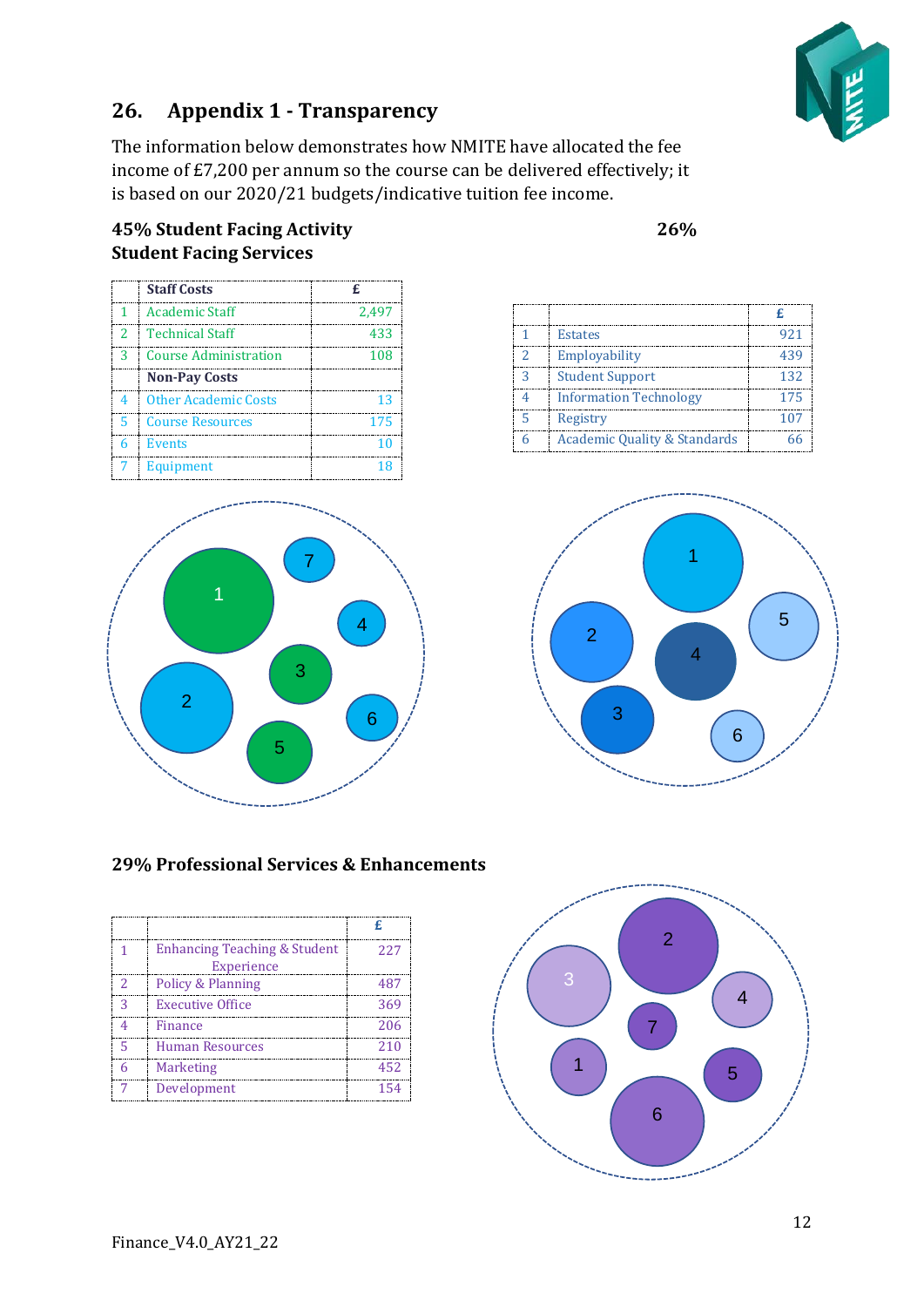## 26. Appendix 1 - Transparency

The information below demonstrates how NMITE have allocated the fee income of £7,200 per annum so the course can be delivered effectively; it is based on our 2020/21 budgets/indicative tuition fee income.

### 45% Student Facing Activity

| | Staff Costs | £ |
|---|---|---|
| 1 | Academic Staff | 2,497 |
| 2 | Technical Staff | 433 |
| 3 | Course Administration | 108 |
| | **Non-Pay Costs** | |
| 4 | Other Academic Costs | 13 |
| 5 | Course Resources | 175 |
| 6 | Events | 10 |
| 7 | Equipment | 18 |

1
2
3
4
5
6
7

### 26% Student Facing Services

| | | £ |
|---|---|---|
| 1 | Estates | 921 |
| 2 | Employability | 439 |
| 3 | Student Support | 132 |
| 4 | Information Technology | 175 |
| 5 | Registry | 107 |
| 6 | Academic Quality & Standards | 66 |

1
2
3
4
5
6

### 29% Professional Services & Enhancements

| | | £ |
|---|---|---|
| 1 | Enhancing Teaching & Student Experience | 227 |
| 2 | Policy & Planning | 487 |
| 3 | Executive Office | 369 |
| 4 | Finance | 206 |
| 5 | Human Resources | 210 |
| 6 | Marketing | 452 |
| 7 | Development | 154 |

1
2
3
4
5
6
7

Finance_V4.0_AY21_22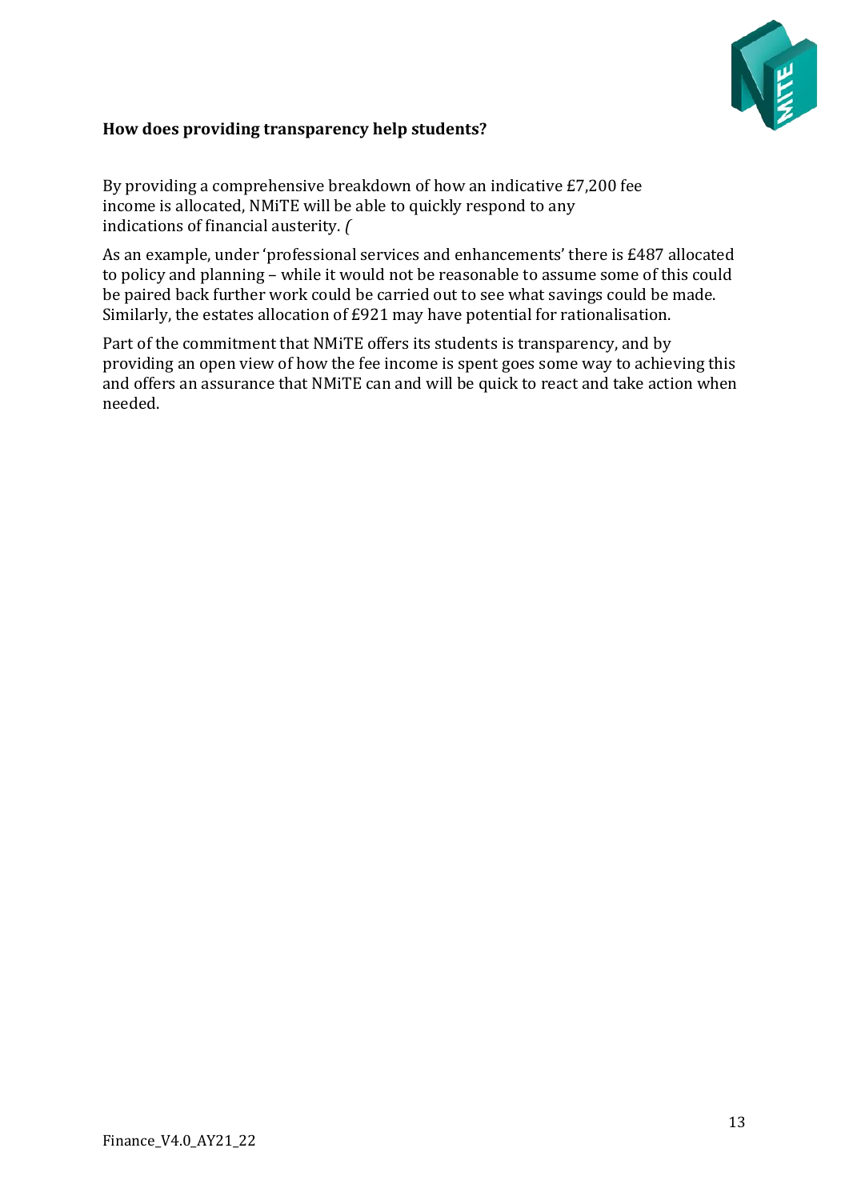**How does providing transparency help students?**

By providing a comprehensive breakdown of how an indicative £7,200 fee income is allocated, NMiTE will be able to quickly respond to any indications of financial austerity. (

As an example, under 'professional services and enhancements' there is £487 allocated to policy and planning – while it would not be reasonable to assume some of this could be paired back further work could be carried out to see what savings could be made. Similarly, the estates allocation of £921 may have potential for rationalisation.

Part of the commitment that NMiTE offers its students is transparency, and by providing an open view of how the fee income is spent goes some way to achieving this and offers an assurance that NMiTE can and will be quick to react and take action when needed.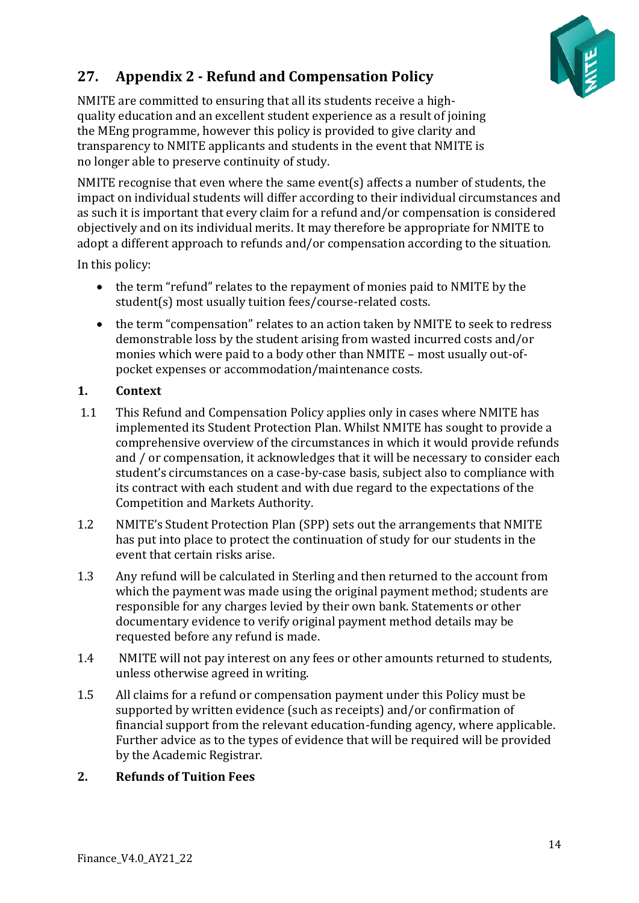## 27. Appendix 2 - Refund and Compensation Policy

NMITE are committed to ensuring that all its students receive a high-quality education and an excellent student experience as a result of joining the MEng programme, however this policy is provided to give clarity and transparency to NMITE applicants and students in the event that NMITE is no longer able to preserve continuity of study.

NMITE recognise that even where the same event(s) affects a number of students, the impact on individual students will differ according to their individual circumstances and as such it is important that every claim for a refund and/or compensation is considered objectively and on its individual merits. It may therefore be appropriate for NMITE to adopt a different approach to refunds and/or compensation according to the situation.

In this policy:

- the term "refund" relates to the repayment of monies paid to NMITE by the student(s) most usually tuition fees/course-related costs.
- the term "compensation" relates to an action taken by NMITE to seek to redress demonstrable loss by the student arising from wasted incurred costs and/or monies which were paid to a body other than NMITE – most usually out-of-pocket expenses or accommodation/maintenance costs.

### 1. Context

1.1 This Refund and Compensation Policy applies only in cases where NMITE has implemented its Student Protection Plan. Whilst NMITE has sought to provide a comprehensive overview of the circumstances in which it would provide refunds and / or compensation, it acknowledges that it will be necessary to consider each student's circumstances on a case-by-case basis, subject also to compliance with its contract with each student and with due regard to the expectations of the Competition and Markets Authority.

1.2 NMITE's Student Protection Plan (SPP) sets out the arrangements that NMITE has put into place to protect the continuation of study for our students in the event that certain risks arise.

1.3 Any refund will be calculated in Sterling and then returned to the account from which the payment was made using the original payment method; students are responsible for any charges levied by their own bank. Statements or other documentary evidence to verify original payment method details may be requested before any refund is made.

1.4 NMITE will not pay interest on any fees or other amounts returned to students, unless otherwise agreed in writing.

1.5 All claims for a refund or compensation payment under this Policy must be supported by written evidence (such as receipts) and/or confirmation of financial support from the relevant education-funding agency, where applicable. Further advice as to the types of evidence that will be required will be provided by the Academic Registrar.

### 2. Refunds of Tuition Fees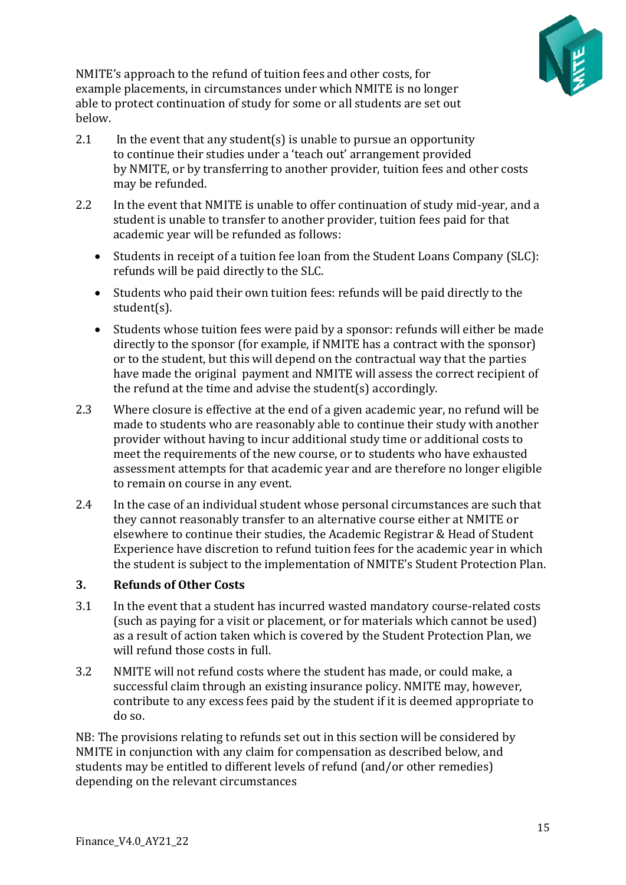NMITE's approach to the refund of tuition fees and other costs, for example placements, in circumstances under which NMITE is no longer able to protect continuation of study for some or all students are set out below.

2.1 In the event that any student(s) is unable to pursue an opportunity to continue their studies under a 'teach out' arrangement provided by NMITE, or by transferring to another provider, tuition fees and other costs may be refunded.

2.2 In the event that NMITE is unable to offer continuation of study mid-year, and a student is unable to transfer to another provider, tuition fees paid for that academic year will be refunded as follows:

- Students in receipt of a tuition fee loan from the Student Loans Company (SLC): refunds will be paid directly to the SLC.
- Students who paid their own tuition fees: refunds will be paid directly to the student(s).
- Students whose tuition fees were paid by a sponsor: refunds will either be made directly to the sponsor (for example, if NMITE has a contract with the sponsor) or to the student, but this will depend on the contractual way that the parties have made the original payment and NMITE will assess the correct recipient of the refund at the time and advise the student(s) accordingly.

2.3 Where closure is effective at the end of a given academic year, no refund will be made to students who are reasonably able to continue their study with another provider without having to incur additional study time or additional costs to meet the requirements of the new course, or to students who have exhausted assessment attempts for that academic year and are therefore no longer eligible to remain on course in any event.

2.4 In the case of an individual student whose personal circumstances are such that they cannot reasonably transfer to an alternative course either at NMITE or elsewhere to continue their studies, the Academic Registrar & Head of Student Experience have discretion to refund tuition fees for the academic year in which the student is subject to the implementation of NMITE's Student Protection Plan.

### 3. Refunds of Other Costs

3.1 In the event that a student has incurred wasted mandatory course-related costs (such as paying for a visit or placement, or for materials which cannot be used) as a result of action taken which is covered by the Student Protection Plan, we will refund those costs in full.

3.2 NMITE will not refund costs where the student has made, or could make, a successful claim through an existing insurance policy. NMITE may, however, contribute to any excess fees paid by the student if it is deemed appropriate to do so.

NB: The provisions relating to refunds set out in this section will be considered by NMITE in conjunction with any claim for compensation as described below, and students may be entitled to different levels of refund (and/or other remedies) depending on the relevant circumstances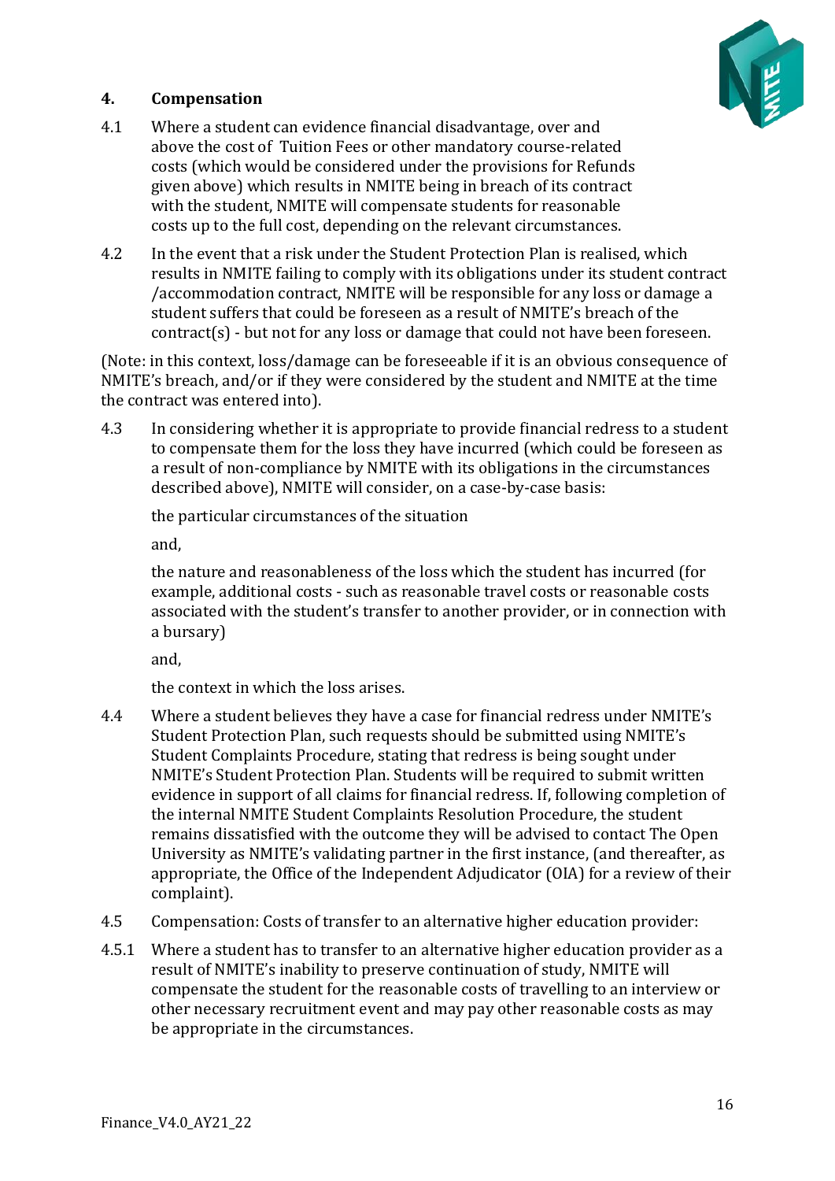## 4. Compensation

4.1 Where a student can evidence financial disadvantage, over and above the cost of Tuition Fees or other mandatory course-related costs (which would be considered under the provisions for Refunds given above) which results in NMITE being in breach of its contract with the student, NMITE will compensate students for reasonable costs up to the full cost, depending on the relevant circumstances.

4.2 In the event that a risk under the Student Protection Plan is realised, which results in NMITE failing to comply with its obligations under its student contract /accommodation contract, NMITE will be responsible for any loss or damage a student suffers that could be foreseen as a result of NMITE's breach of the contract(s) - but not for any loss or damage that could not have been foreseen.

(Note: in this context, loss/damage can be foreseeable if it is an obvious consequence of NMITE's breach, and/or if they were considered by the student and NMITE at the time the contract was entered into).

4.3 In considering whether it is appropriate to provide financial redress to a student to compensate them for the loss they have incurred (which could be foreseen as a result of non-compliance by NMITE with its obligations in the circumstances described above), NMITE will consider, on a case-by-case basis:

the particular circumstances of the situation

and,

the nature and reasonableness of the loss which the student has incurred (for example, additional costs - such as reasonable travel costs or reasonable costs associated with the student's transfer to another provider, or in connection with a bursary)

and,

the context in which the loss arises.

4.4 Where a student believes they have a case for financial redress under NMITE's Student Protection Plan, such requests should be submitted using NMITE's Student Complaints Procedure, stating that redress is being sought under NMITE's Student Protection Plan. Students will be required to submit written evidence in support of all claims for financial redress. If, following completion of the internal NMITE Student Complaints Resolution Procedure, the student remains dissatisfied with the outcome they will be advised to contact The Open University as NMITE's validating partner in the first instance, (and thereafter, as appropriate, the Office of the Independent Adjudicator (OIA) for a review of their complaint).

4.5 Compensation: Costs of transfer to an alternative higher education provider:

4.5.1 Where a student has to transfer to an alternative higher education provider as a result of NMITE's inability to preserve continuation of study, NMITE will compensate the student for the reasonable costs of travelling to an interview or other necessary recruitment event and may pay other reasonable costs as may be appropriate in the circumstances.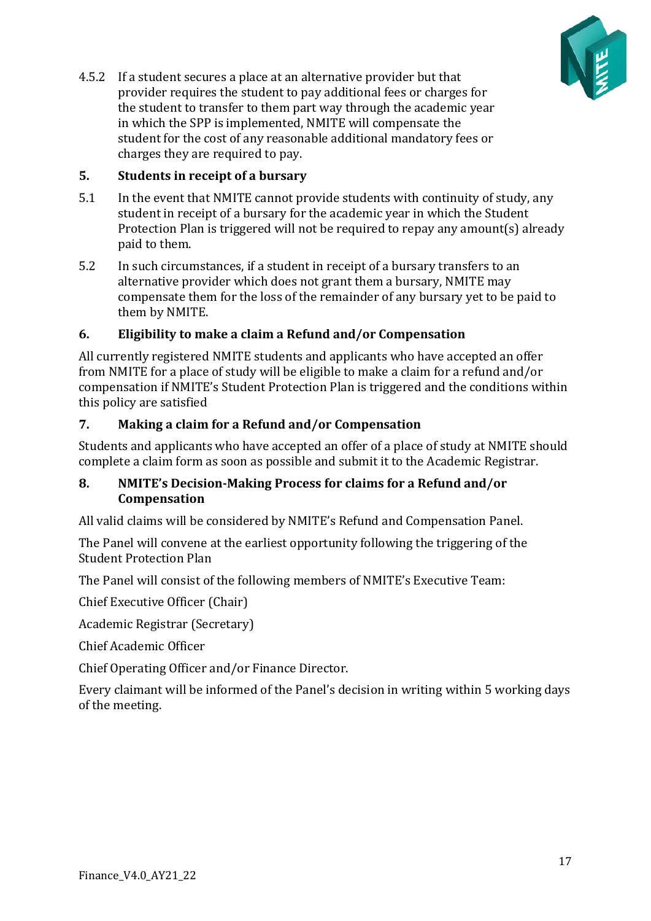4.5.2 If a student secures a place at an alternative provider but that provider requires the student to pay additional fees or charges for the student to transfer to them part way through the academic year in which the SPP is implemented, NMITE will compensate the student for the cost of any reasonable additional mandatory fees or charges they are required to pay.

## 5. Students in receipt of a bursary

5.1 In the event that NMITE cannot provide students with continuity of study, any student in receipt of a bursary for the academic year in which the Student Protection Plan is triggered will not be required to repay any amount(s) already paid to them.

5.2 In such circumstances, if a student in receipt of a bursary transfers to an alternative provider which does not grant them a bursary, NMITE may compensate them for the loss of the remainder of any bursary yet to be paid to them by NMITE.

## 6. Eligibility to make a claim a Refund and/or Compensation

All currently registered NMITE students and applicants who have accepted an offer from NMITE for a place of study will be eligible to make a claim for a refund and/or compensation if NMITE's Student Protection Plan is triggered and the conditions within this policy are satisfied

## 7. Making a claim for a Refund and/or Compensation

Students and applicants who have accepted an offer of a place of study at NMITE should complete a claim form as soon as possible and submit it to the Academic Registrar.

## 8. NMITE's Decision-Making Process for claims for a Refund and/or Compensation

All valid claims will be considered by NMITE's Refund and Compensation Panel.

The Panel will convene at the earliest opportunity following the triggering of the Student Protection Plan

The Panel will consist of the following members of NMITE's Executive Team:

Chief Executive Officer (Chair)

Academic Registrar (Secretary)

Chief Academic Officer

Chief Operating Officer and/or Finance Director.

Every claimant will be informed of the Panel's decision in writing within 5 working days of the meeting.

Finance_V4.0_AY21_22